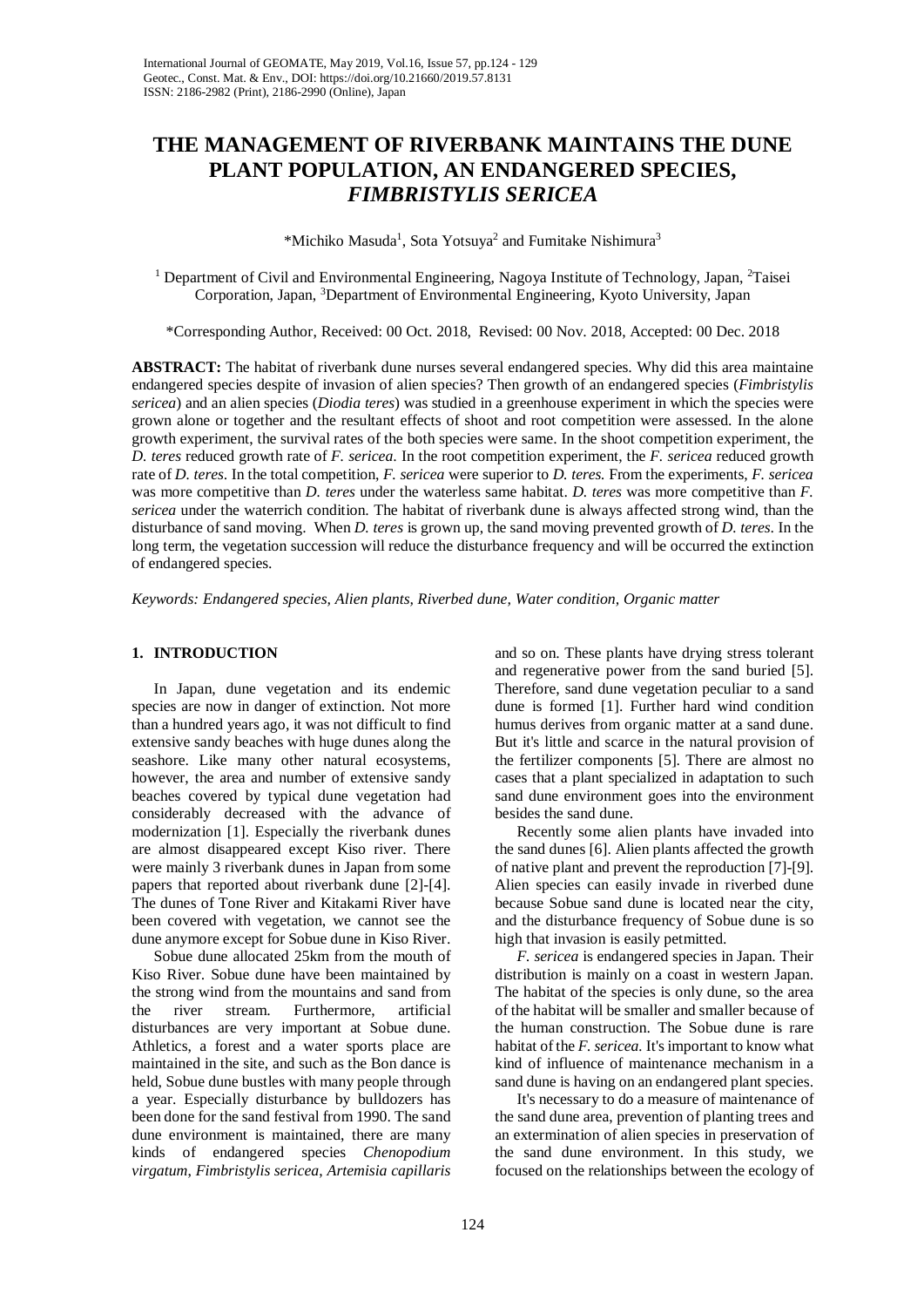# THE MANAGEMENT OF RIVERBANK MAINTAINS THE DUNE PLANT POPULATION, AN ENDANGERED SPECIES, *FIMBRISTYLIS SERICEA*

\*Michiko Masuda[1], Sota Yotsuya[2] and Fumitake Nishimura[3]

[1] Department of Civil and Environmental Engineering, Nagoya Institute of Technology, Japan, [2]Taisei Corporation, Japan, [3]Department of Environmental Engineering, Kyoto University, Japan

\*Corresponding Author, Received: 00 Oct. 2018, Revised: 00 Nov. 2018, Accepted: 00 Dec. 2018

**ABSTRACT:** The habitat of riverbank dune nurses several endangered species. Why did this area maintaine endangered species despite of invasion of alien species? Then growth of an endangered species (*Fimbristylis sericea*) and an alien species (*Diodia teres*) was studied in a greenhouse experiment in which the species were grown alone or together and the resultant effects of shoot and root competition were assessed. In the alone growth experiment, the survival rates of the both species were same. In the shoot competition experiment, the *D. teres* reduced growth rate of *F. sericea*. In the root competition experiment, the *F. sericea* reduced growth rate of *D. teres*. In the total competition, *F. sericea* were superior to *D. teres.* From the experiments, *F. sericea* was more competitive than *D. teres* under the waterless same habitat. *D. teres* was more competitive than *F. sericea* under the waterrich condition. The habitat of riverbank dune is always affected strong wind, than the disturbance of sand moving. When *D. teres* is grown up, the sand moving prevented growth of *D. teres*. In the long term, the vegetation succession will reduce the disturbance frequency and will be occurred the extinction of endangered species.

*Keywords: Endangered species, Alien plants, Riverbed dune, Water condition, Organic matter*

## 1. INTRODUCTION

In Japan, dune vegetation and its endemic species are now in danger of extinction. Not more than a hundred years ago, it was not difficult to find extensive sandy beaches with huge dunes along the seashore. Like many other natural ecosystems, however, the area and number of extensive sandy beaches covered by typical dune vegetation had considerably decreased with the advance of modernization [1]. Especially the riverbank dunes are almost disappeared except Kiso river. There were mainly 3 riverbank dunes in Japan from some papers that reported about riverbank dune [2]-[4]. The dunes of Tone River and Kitakami River have been covered with vegetation, we cannot see the dune anymore except for Sobue dune in Kiso River.

Sobue dune allocated 25km from the mouth of Kiso River. Sobue dune have been maintained by the strong wind from the mountains and sand from the river stream. Furthermore, artificial disturbances are very important at Sobue dune. Athletics, a forest and a water sports place are maintained in the site, and such as the Bon dance is held, Sobue dune bustles with many people through a year. Especially disturbance by bulldozers has been done for the sand festival from 1990. The sand dune environment is maintained, there are many kinds of endangered species *Chenopodium virgatum*, *Fimbristylis sericea*, *Artemisia capillaris* and so on. These plants have drying stress tolerant and regenerative power from the sand buried [5]. Therefore, sand dune vegetation peculiar to a sand dune is formed [1]. Further hard wind condition humus derives from organic matter at a sand dune. But it's little and scarce in the natural provision of the fertilizer components [5]. There are almost no cases that a plant specialized in adaptation to such sand dune environment goes into the environment besides the sand dune.

Recently some alien plants have invaded into the sand dunes [6]. Alien plants affected the growth of native plant and prevent the reproduction [7]-[9]. Alien species can easily invade in riverbed dune because Sobue sand dune is located near the city, and the disturbance frequency of Sobue dune is so high that invasion is easily petmitted.

*F. sericea* is endangered species in Japan. Their distribution is mainly on a coast in western Japan. The habitat of the species is only dune, so the area of the habitat will be smaller and smaller because of the human construction. The Sobue dune is rare habitat of the *F. sericea*. It's important to know what kind of influence of maintenance mechanism in a sand dune is having on an endangered plant species.

It's necessary to do a measure of maintenance of the sand dune area, prevention of planting trees and an extermination of alien species in preservation of the sand dune environment. In this study, we focused on the relationships between the ecology of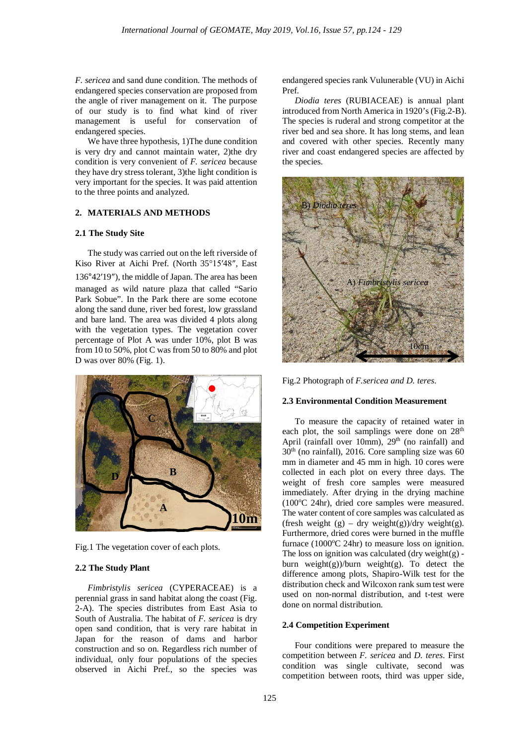*F. sericea* and sand dune condition. The methods of endangered species conservation are proposed from the angle of river management on it. The purpose of our study is to find what kind of river management is useful for conservation of endangered species.

We have three hypothesis, 1)The dune condition is very dry and cannot maintain water, 2)the dry condition is very convenient of *F. sericea* because they have dry stress tolerant, 3)the light condition is very important for the species. It was paid attention to the three points and analyzed.

## 2. MATERIALS AND METHODS

### 2.1 The Study Site

The study was carried out on the left riverside of Kiso River at Aichi Pref. (North 35°15′48″, East 136°42′19″), the middle of Japan. The area has been managed as wild nature plaza that called "Sario Park Sobue". In the Park there are some ecotone along the sand dune, river bed forest, low grassland and bare land. The area was divided 4 plots along with the vegetation types. The vegetation cover percentage of Plot A was under 10%, plot B was from 10 to 50%, plot C was from 50 to 80% and plot D was over 80% (Fig. 1).

Fig.1 The vegetation cover of each plots.

### 2.2 The Study Plant

*Fimbristylis sericea* (CYPERACEAE) is a perennial grass in sand habitat along the coast (Fig. 2-A). The species distributes from East Asia to South of Australia. The habitat of *F. sericea* is dry open sand condition, that is very rare habitat in Japan for the reason of dams and harbor construction and so on. Regardless rich number of individual, only four populations of the species observed in Aichi Pref., so the species was endangered species rank Vulunerable (VU) in Aichi Pref.

*Diodia teres* (RUBIACEAE) is annual plant introduced from North America in 1920's (Fig.2-B). The species is ruderal and strong competitor at the river bed and sea shore. It has long stems, and lean and covered with other species. Recently many river and coast endangered species are affected by the species.

Fig.2 Photograph of *F.sericea and D. teres*.

### 2.3 Environmental Condition Measurement

To measure the capacity of retained water in each plot, the soil samplings were done on 28th April (rainfall over 10mm), 29th (no rainfall) and 30th (no rainfall), 2016. Core sampling size was 60 mm in diameter and 45 mm in high. 10 cores were collected in each plot on every three days. The weight of fresh core samples were measured immediately. After drying in the drying machine (100°C 24hr), dried core samples were measured. The water content of core samples was calculated as (fresh weight (g) – dry weight(g))/dry weight(g). Furthermore, dried cores were burned in the muffle furnace (1000°C 24hr) to measure loss on ignition. The loss on ignition was calculated (dry weight(g) - burn weight(g))/burn weight(g). To detect the difference among plots, Shapiro-Wilk test for the distribution check and Wilcoxon rank sum test were used on non-normal distribution, and t-test were done on normal distribution.

### 2.4 Competition Experiment

Four conditions were prepared to measure the competition between *F. sericea* and *D. teres*. First condition was single cultivate, second was competition between roots, third was upper side,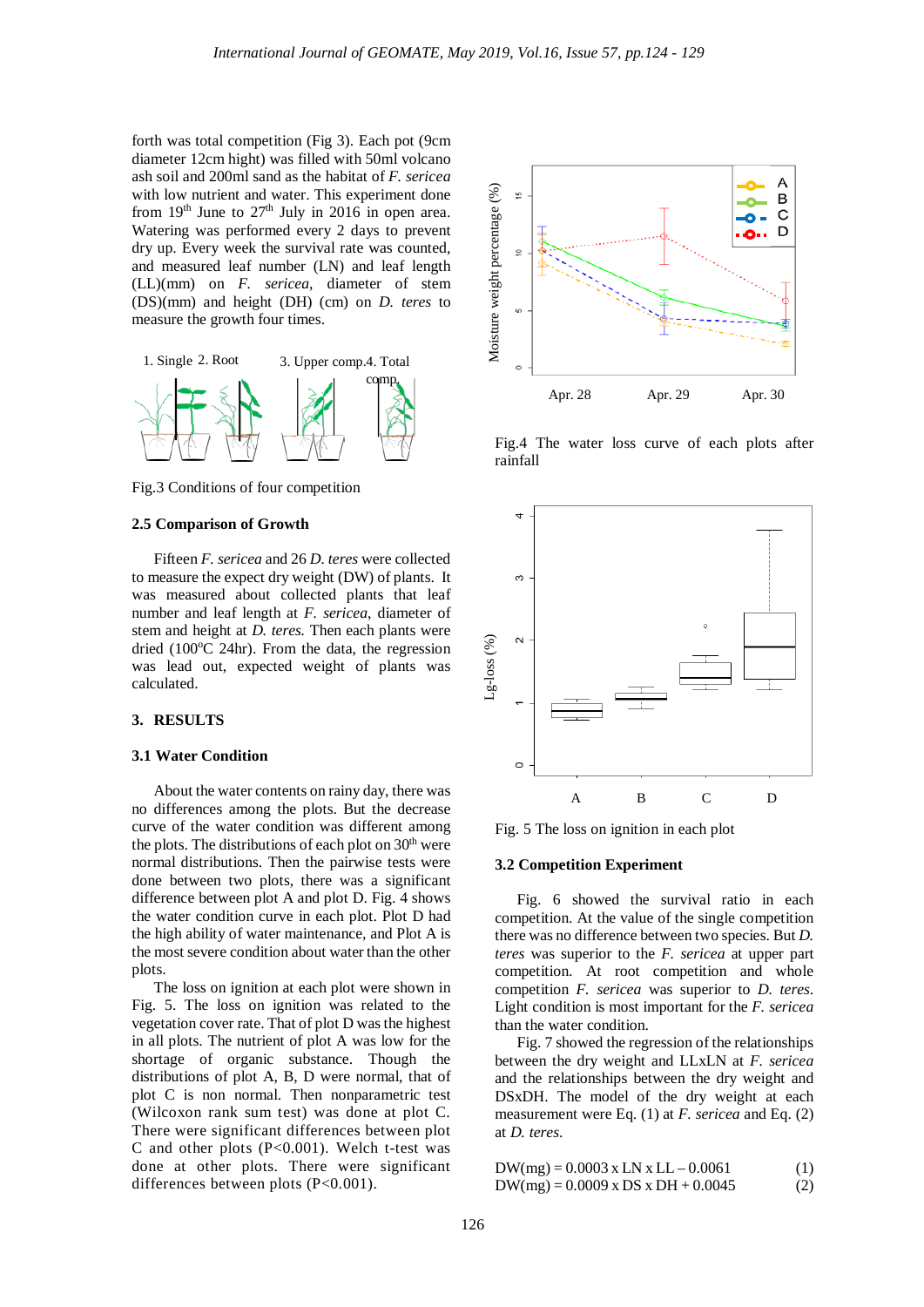forth was total competition (Fig 3). Each pot (9cm diameter 12cm hight) was filled with 50ml volcano ash soil and 200ml sand as the habitat of *F. sericea* with low nutrient and water. This experiment done from 19th June to 27th July in 2016 in open area. Watering was performed every 2 days to prevent dry up. Every week the survival rate was counted, and measured leaf number (LN) and leaf length (LL)(mm) on *F. sericea*, diameter of stem (DS)(mm) and height (DH) (cm) on *D. teres* to measure the growth four times.

Fig.3 Conditions of four competition

### 2.5 Comparison of Growth

Fifteen *F. sericea* and 26 *D. teres* were collected to measure the expect dry weight (DW) of plants. It was measured about collected plants that leaf number and leaf length at *F. sericea*, diameter of stem and height at *D. teres.* Then each plants were dried (100°C 24hr). From the data, the regression was lead out, expected weight of plants was calculated.

## 3. RESULTS

### 3.1 Water Condition

About the water contents on rainy day, there was no differences among the plots. But the decrease curve of the water condition was different among the plots. The distributions of each plot on 30th were normal distributions. Then the pairwise tests were done between two plots, there was a significant difference between plot A and plot D. Fig. 4 shows the water condition curve in each plot. Plot D had the high ability of water maintenance, and Plot A is the most severe condition about water than the other plots.

The loss on ignition at each plot were shown in Fig. 5. The loss on ignition was related to the vegetation cover rate. That of plot D was the highest in all plots. The nutrient of plot A was low for the shortage of organic substance. Though the distributions of plot A, B, D were normal, that of plot C is non normal. Then nonparametric test (Wilcoxon rank sum test) was done at plot C. There were significant differences between plot C and other plots ($P<0.001$). Welch t-test was done at other plots. There were significant differences between plots ($P<0.001$).

Fig.4 The water loss curve of each plots after rainfall

Fig. 5 The loss on ignition in each plot

### 3.2 Competition Experiment

Fig. 6 showed the survival ratio in each competition. At the value of the single competition there was no difference between two species. But *D. teres* was superior to the *F. sericea* at upper part competition. At root competition and whole competition *F. sericea* was superior to *D. teres.* Light condition is most important for the *F. sericea* than the water condition.

Fig. 7 showed the regression of the relationships between the dry weight and LLxLN at *F. sericea* and the relationships between the dry weight and DSxDH. The model of the dry weight at each measurement were Eq. (1) at *F. sericea* and Eq. (2) at *D. teres*.

$$\mathrm{DW(mg)} = 0.0003 \times \mathrm{LN} \times \mathrm{LL} - 0.0061 \quad (1)$$

$$\mathrm{DW(mg)} = 0.0009 \times \mathrm{DS} \times \mathrm{DH} + 0.0045 \quad (2)$$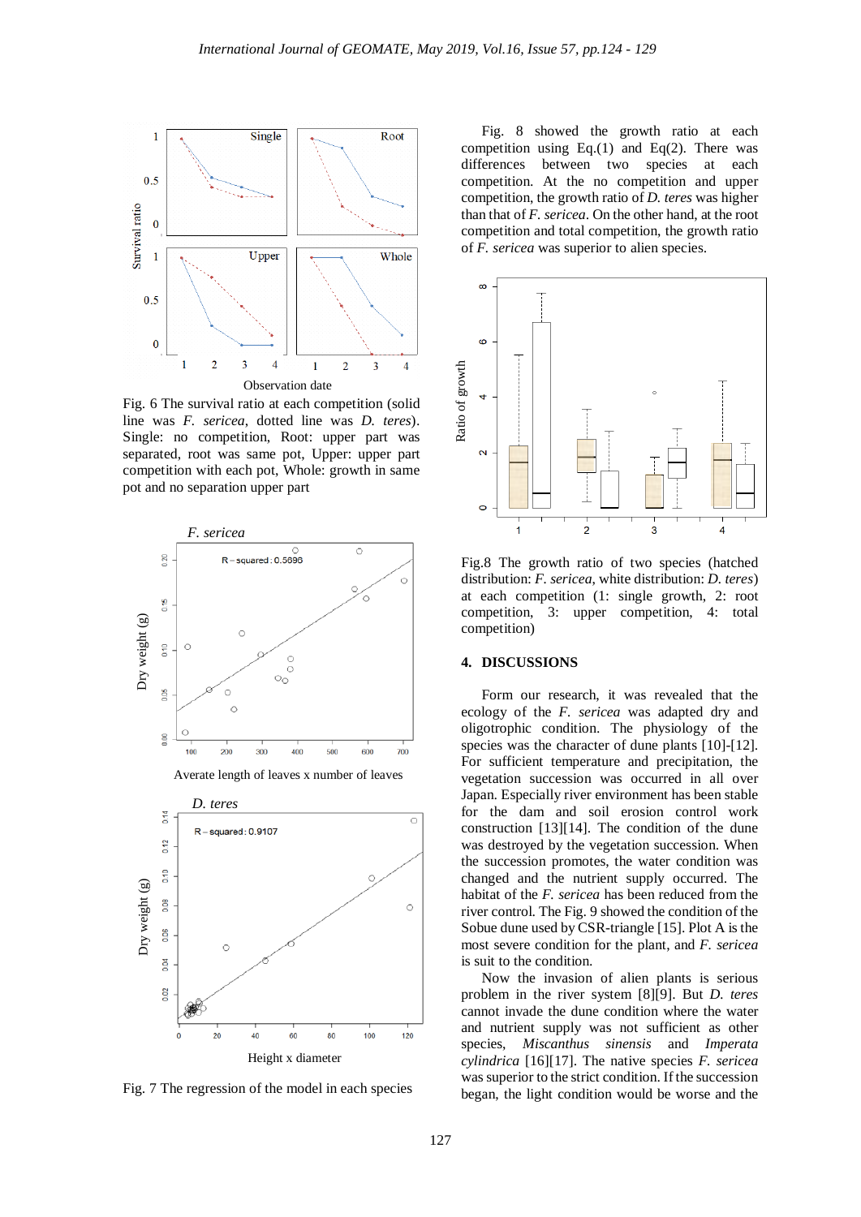Fig. 6 The survival ratio at each competition (solid line was *F. sericea*, dotted line was *D. teres*). Single: no competition, Root: upper part was separated, root was same pot, Upper: upper part competition with each pot, Whole: growth in same pot and no separation upper part

Fig. 7 The regression of the model in each species

Fig. 8 showed the growth ratio at each competition using Eq.(1) and Eq(2). There was differences between two species at each competition. At the no competition and upper competition, the growth ratio of *D. teres* was higher than that of *F. sericea*. On the other hand, at the root competition and total competition, the growth ratio of *F. sericea* was superior to alien species.

Fig.8 The growth ratio of two species (hatched distribution: *F. sericea*, white distribution: *D. teres*) at each competition (1: single growth, 2: root competition, 3: upper competition, 4: total competition)

## 4. DISCUSSIONS

Form our research, it was revealed that the ecology of the *F. sericea* was adapted dry and oligotrophic condition. The physiology of the species was the character of dune plants [10]-[12]. For sufficient temperature and precipitation, the vegetation succession was occurred in all over Japan. Especially river environment has been stable for the dam and soil erosion control work construction [13][14]. The condition of the dune was destroyed by the vegetation succession. When the succession promotes, the water condition was changed and the nutrient supply occurred. The habitat of the *F. sericea* has been reduced from the river control. The Fig. 9 showed the condition of the Sobue dune used by CSR-triangle [15]. Plot A is the most severe condition for the plant, and *F. sericea* is suit to the condition.

Now the invasion of alien plants is serious problem in the river system [8][9]. But *D. teres* cannot invade the dune condition where the water and nutrient supply was not sufficient as other species, *Miscanthus sinensis* and *Imperata cylindrica* [16][17]. The native species *F. sericea* was superior to the strict condition. If the succession began, the light condition would be worse and the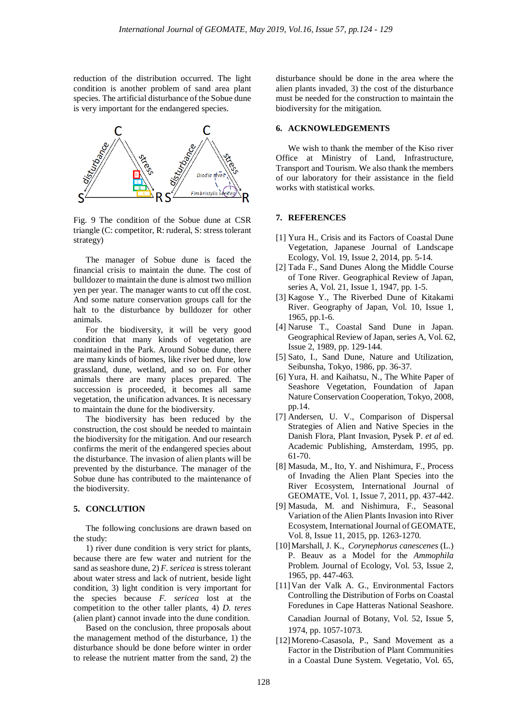reduction of the distribution occurred. The light condition is another problem of sand area plant species. The artificial disturbance of the Sobue dune is very important for the endangered species.

Fig. 9 The condition of the Sobue dune at CSR triangle (C: competitor, R: ruderal, S: stress tolerant strategy)

The manager of Sobue dune is faced the financial crisis to maintain the dune. The cost of bulldozer to maintain the dune is almost two million yen per year. The manager wants to cut off the cost. And some nature conservation groups call for the halt to the disturbance by bulldozer for other animals.

For the biodiversity, it will be very good condition that many kinds of vegetation are maintained in the Park. Around Sobue dune, there are many kinds of biomes, like river bed dune, low grassland, dune, wetland, and so on. For other animals there are many places prepared. The succession is proceeded, it becomes all same vegetation, the unification advances. It is necessary to maintain the dune for the biodiversity.

The biodiversity has been reduced by the construction, the cost should be needed to maintain the biodiversity for the mitigation. And our research confirms the merit of the endangered species about the disturbance. The invasion of alien plants will be prevented by the disturbance. The manager of the Sobue dune has contributed to the maintenance of the biodiversity.

## 5. CONCLUTION

The following conclusions are drawn based on the study:

1) river dune condition is very strict for plants, because there are few water and nutrient for the sand as seashore dune, 2) *F. sericea* is stress tolerant about water stress and lack of nutrient, beside light condition, 3) light condition is very important for the species because *F. sericea* lost at the competition to the other taller plants, 4) *D. teres* (alien plant) cannot invade into the dune condition.

Based on the conclusion, three proposals about the management method of the disturbance, 1) the disturbance should be done before winter in order to release the nutrient matter from the sand, 2) the disturbance should be done in the area where the alien plants invaded, 3) the cost of the disturbance must be needed for the construction to maintain the biodiversity for the mitigation.

## 6. ACKNOWLEDGEMENTS

We wish to thank the member of the Kiso river Office at Ministry of Land, Infrastructure, Transport and Tourism. We also thank the members of our laboratory for their assistance in the field works with statistical works.

## 7. REFERENCES

[1] Yura H., Crisis and its Factors of Coastal Dune Vegetation, Japanese Journal of Landscape Ecology, Vol. 19, Issue 2, 2014, pp. 5-14.

[2] Tada F., Sand Dunes Along the Middle Course of Tone River. Geographical Review of Japan, series A, Vol. 21, Issue 1, 1947, pp. 1-5.

[3] Kagose Y., The Riverbed Dune of Kitakami River. Geography of Japan, Vol. 10, Issue 1, 1965, pp.1-6.

[4] Naruse T., Coastal Sand Dune in Japan. Geographical Review of Japan, series A, Vol. 62, Issue 2, 1989, pp. 129-144.

[5] Sato, I., Sand Dune, Nature and Utilization, Seibunsha, Tokyo, 1986, pp. 36-37.

[6] Yura, H. and Kaihatsu, N., The White Paper of Seashore Vegetation, Foundation of Japan Nature Conservation Cooperation, Tokyo, 2008, pp.14.

[7] Andersen, U. V., Comparison of Dispersal Strategies of Alien and Native Species in the Danish Flora, Plant Invasion, Pysek P. *et al* ed. Academic Publishing, Amsterdam, 1995, pp. 61-70.

[8] Masuda, M., Ito, Y. and Nishimura, F., Process of Invading the Alien Plant Species into the River Ecosystem, International Journal of GEOMATE, Vol. 1, Issue 7, 2011, pp. 437-442.

[9] Masuda, M. and Nishimura, F., Seasonal Variation of the Alien Plants Invasion into River Ecosystem, International Journal of GEOMATE, Vol. 8, Issue 11, 2015, pp. 1263-1270.

[10] Marshall, J. K., *Corynephorus canescenes* (L.) P. Beauv as a Model for the *Ammophila* Problem. Journal of Ecology, Vol. 53, Issue 2, 1965, pp. 447-463.

[11] Van der Valk A. G., Environmental Factors Controlling the Distribution of Forbs on Coastal Foredunes in Cape Hatteras National Seashore. Canadian Journal of Botany, Vol. 52, Issue 5, 1974, pp. 1057-1073.

[12] Moreno-Casasola, P., Sand Movement as a Factor in the Distribution of Plant Communities in a Coastal Dune System. Vegetatio, Vol. 65,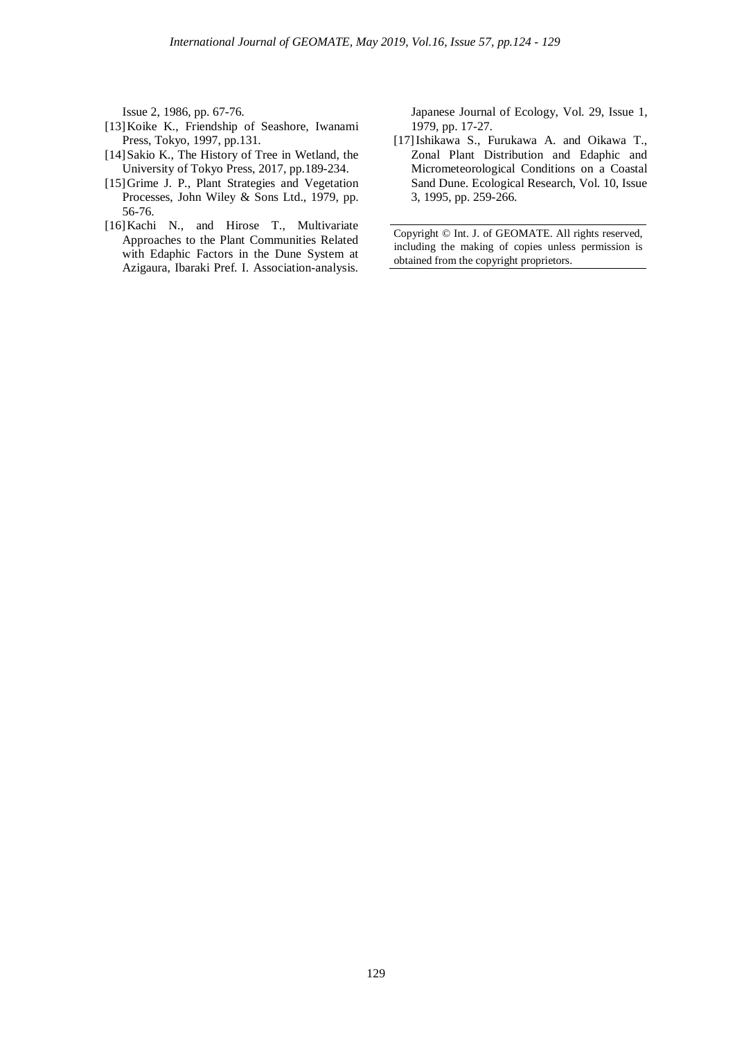Issue 2, 1986, pp. 67-76.

[13] Koike K., Friendship of Seashore, Iwanami Press, Tokyo, 1997, pp.131.

[14] Sakio K., The History of Tree in Wetland, the University of Tokyo Press, 2017, pp.189-234.

[15] Grime J. P., Plant Strategies and Vegetation Processes, John Wiley & Sons Ltd., 1979, pp. 56-76.

[16] Kachi N., and Hirose T., Multivariate Approaches to the Plant Communities Related with Edaphic Factors in the Dune System at Azigaura, Ibaraki Pref. I. Association-analysis. Japanese Journal of Ecology, Vol. 29, Issue 1, 1979, pp. 17-27.

[17] Ishikawa S., Furukawa A. and Oikawa T., Zonal Plant Distribution and Edaphic and Micrometeorological Conditions on a Coastal Sand Dune. Ecological Research, Vol. 10, Issue 3, 1995, pp. 259-266.

---

Copyright © Int. J. of GEOMATE. All rights reserved, including the making of copies unless permission is obtained from the copyright proprietors.